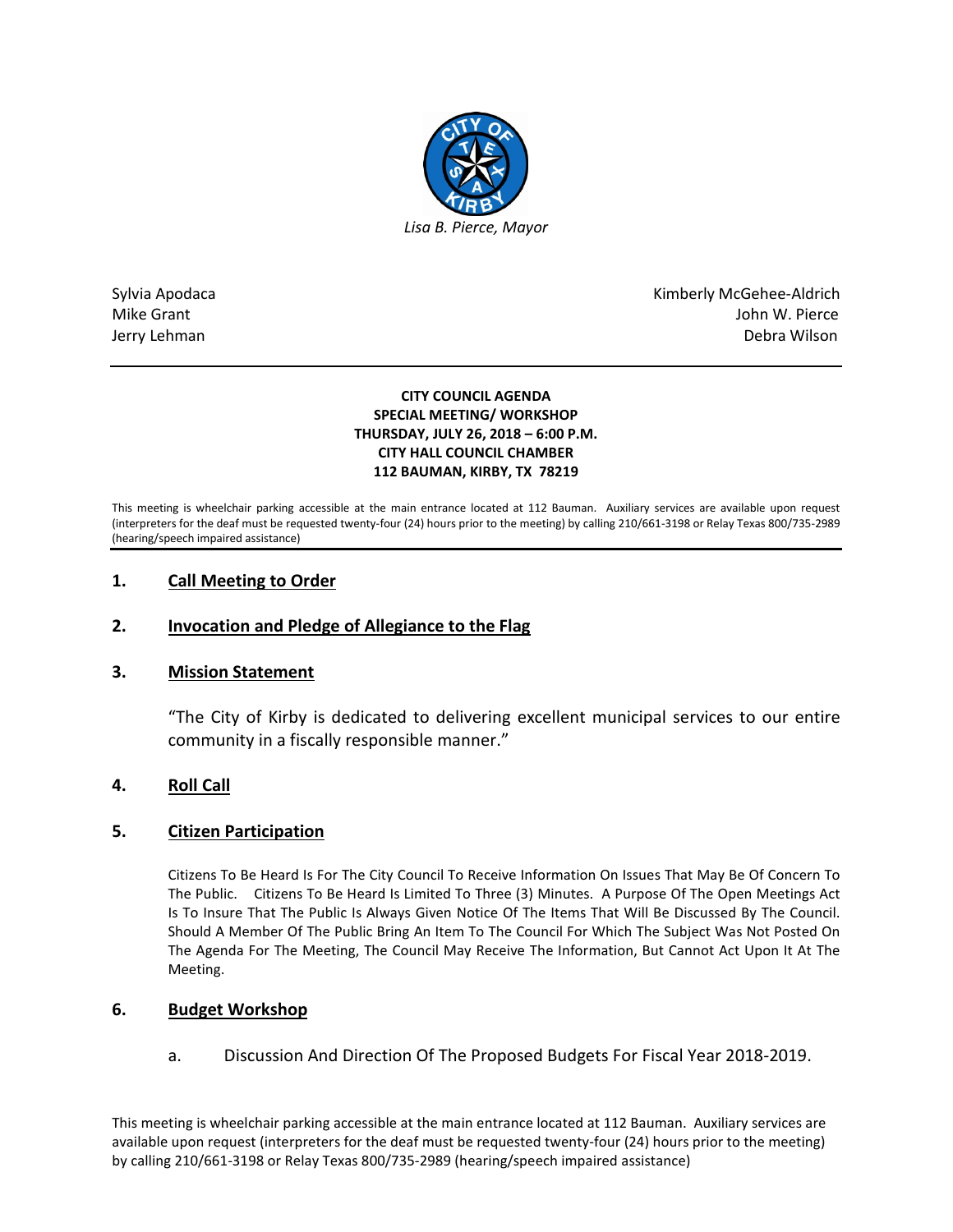*Lisa B. Pierce, Mayor*

Sylvia Apodaca
Mike Grant
Jerry Lehman

Kimberly McGehee-Aldrich
John W. Pierce
Debra Wilson

---

**CITY COUNCIL AGENDA**
**SPECIAL MEETING/ WORKSHOP**
**THURSDAY, JULY 26, 2018 – 6:00 P.M.**
**CITY HALL COUNCIL CHAMBER**
**112 BAUMAN, KIRBY, TX 78219**

This meeting is wheelchair parking accessible at the main entrance located at 112 Bauman. Auxiliary services are available upon request (interpreters for the deaf must be requested twenty-four (24) hours prior to the meeting) by calling 210/661-3198 or Relay Texas 800/735-2989 (hearing/speech impaired assistance)

## 1. Call Meeting to Order

## 2. Invocation and Pledge of Allegiance to the Flag

## 3. Mission Statement

"The City of Kirby is dedicated to delivering excellent municipal services to our entire community in a fiscally responsible manner."

## 4. Roll Call

## 5. Citizen Participation

Citizens To Be Heard Is For The City Council To Receive Information On Issues That May Be Of Concern To The Public. Citizens To Be Heard Is Limited To Three (3) Minutes. A Purpose Of The Open Meetings Act Is To Insure That The Public Is Always Given Notice Of The Items That Will Be Discussed By The Council. Should A Member Of The Public Bring An Item To The Council For Which The Subject Was Not Posted On The Agenda For The Meeting, The Council May Receive The Information, But Cannot Act Upon It At The Meeting.

## 6. Budget Workshop

a. Discussion And Direction Of The Proposed Budgets For Fiscal Year 2018-2019.

This meeting is wheelchair parking accessible at the main entrance located at 112 Bauman. Auxiliary services are available upon request (interpreters for the deaf must be requested twenty-four (24) hours prior to the meeting) by calling 210/661-3198 or Relay Texas 800/735-2989 (hearing/speech impaired assistance)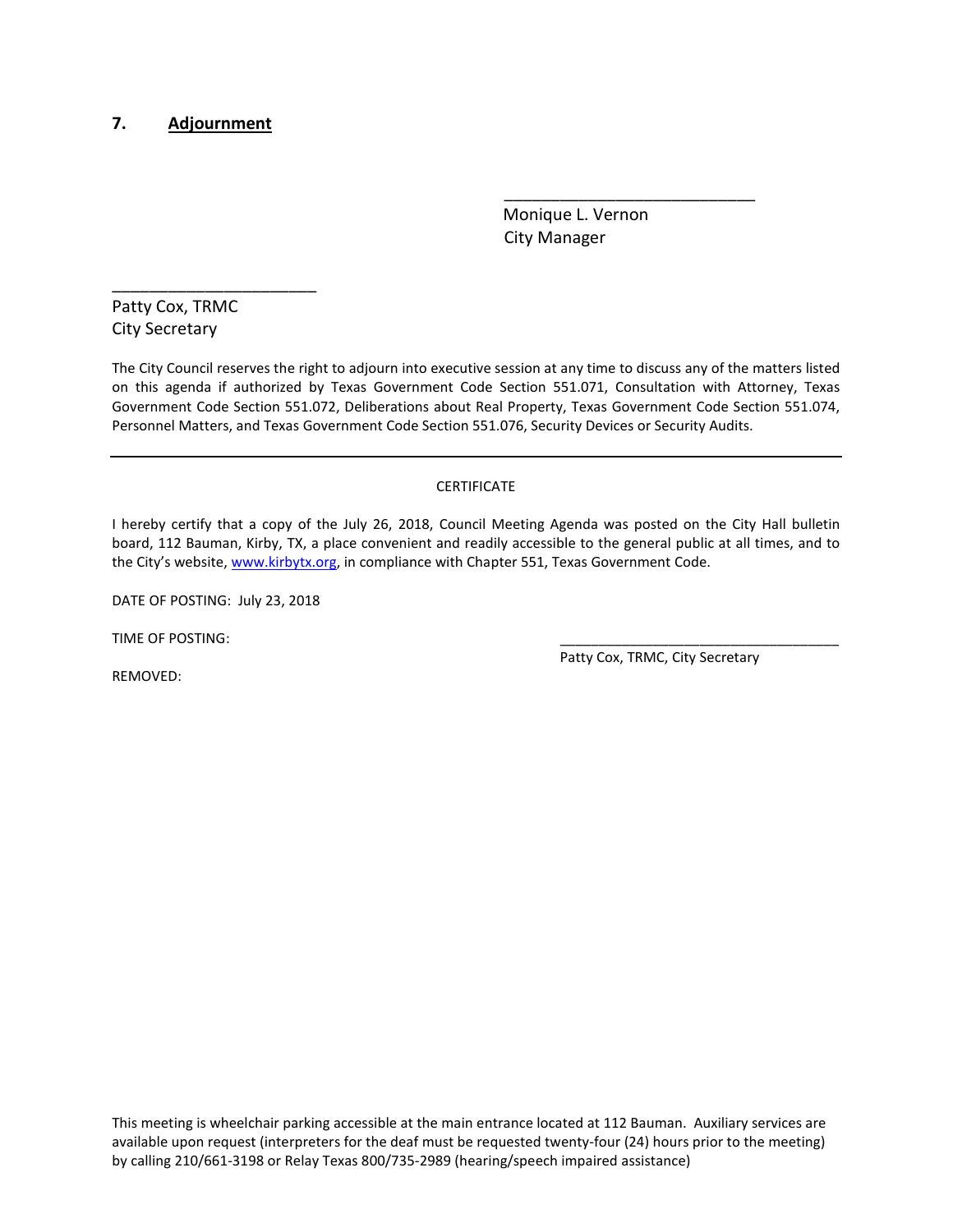## 7. **Adjournment**

\_\_\_\_\_\_\_\_\_\_\_\_\_\_\_\_\_\_\_\_\_\_\_\_\_\_\_\_
Monique L. Vernon
City Manager

\_\_\_\_\_\_\_\_\_\_\_\_\_\_\_\_\_\_\_\_\_\_\_
Patty Cox, TRMC
City Secretary

The City Council reserves the right to adjourn into executive session at any time to discuss any of the matters listed on this agenda if authorized by Texas Government Code Section 551.071, Consultation with Attorney, Texas Government Code Section 551.072, Deliberations about Real Property, Texas Government Code Section 551.074, Personnel Matters, and Texas Government Code Section 551.076, Security Devices or Security Audits.

---

CERTIFICATE

I hereby certify that a copy of the July 26, 2018, Council Meeting Agenda was posted on the City Hall bulletin board, 112 Bauman, Kirby, TX, a place convenient and readily accessible to the general public at all times, and to the City's website, www.kirbytx.org, in compliance with Chapter 551, Texas Government Code.

DATE OF POSTING: July 23, 2018

TIME OF POSTING:

\_\_\_\_\_\_\_\_\_\_\_\_\_\_\_\_\_\_\_\_\_\_\_\_\_\_\_\_\_\_\_\_\_\_\_
Patty Cox, TRMC, City Secretary

REMOVED:

This meeting is wheelchair parking accessible at the main entrance located at 112 Bauman. Auxiliary services are available upon request (interpreters for the deaf must be requested twenty-four (24) hours prior to the meeting) by calling 210/661-3198 or Relay Texas 800/735-2989 (hearing/speech impaired assistance)